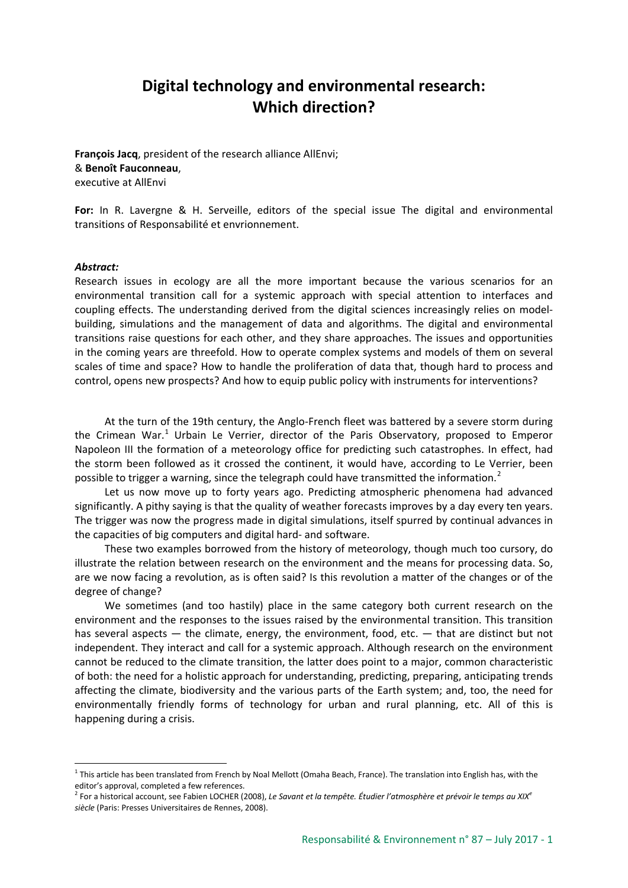# Digital technology and environmental research: Which direction?

**François Jacq**, president of the research alliance AllEnvi;
& **Benoît Fauconneau**,
executive at AllEnvi

**For:** In R. Lavergne & H. Serveille, editors of the special issue The digital and environmental transitions of Responsabilité et envrionnement.

***Abstract:***
Research issues in ecology are all the more important because the various scenarios for an environmental transition call for a systemic approach with special attention to interfaces and coupling effects. The understanding derived from the digital sciences increasingly relies on model-building, simulations and the management of data and algorithms. The digital and environmental transitions raise questions for each other, and they share approaches. The issues and opportunities in the coming years are threefold. How to operate complex systems and models of them on several scales of time and space? How to handle the proliferation of data that, though hard to process and control, opens new prospects? And how to equip public policy with instruments for interventions?

At the turn of the 19th century, the Anglo-French fleet was battered by a severe storm during the Crimean War.[1] Urbain Le Verrier, director of the Paris Observatory, proposed to Emperor Napoleon III the formation of a meteorology office for predicting such catastrophes. In effect, had the storm been followed as it crossed the continent, it would have, according to Le Verrier, been possible to trigger a warning, since the telegraph could have transmitted the information.[2]

Let us now move up to forty years ago. Predicting atmospheric phenomena had advanced significantly. A pithy saying is that the quality of weather forecasts improves by a day every ten years. The trigger was now the progress made in digital simulations, itself spurred by continual advances in the capacities of big computers and digital hard- and software.

These two examples borrowed from the history of meteorology, though much too cursory, do illustrate the relation between research on the environment and the means for processing data. So, are we now facing a revolution, as is often said? Is this revolution a matter of the changes or of the degree of change?

We sometimes (and too hastily) place in the same category both current research on the environment and the responses to the issues raised by the environmental transition. This transition has several aspects — the climate, energy, the environment, food, etc. — that are distinct but not independent. They interact and call for a systemic approach. Although research on the environment cannot be reduced to the climate transition, the latter does point to a major, common characteristic of both: the need for a holistic approach for understanding, predicting, preparing, anticipating trends affecting the climate, biodiversity and the various parts of the Earth system; and, too, the need for environmentally friendly forms of technology for urban and rural planning, etc. All of this is happening during a crisis.

---

[1] This article has been translated from French by Noal Mellott (Omaha Beach, France). The translation into English has, with the editor's approval, completed a few references.

[2] For a historical account, see Fabien LOCHER (2008), *Le Savant et la tempête. Étudier l'atmosphère et prévoir le temps au XIX$^e$ siècle* (Paris: Presses Universitaires de Rennes, 2008).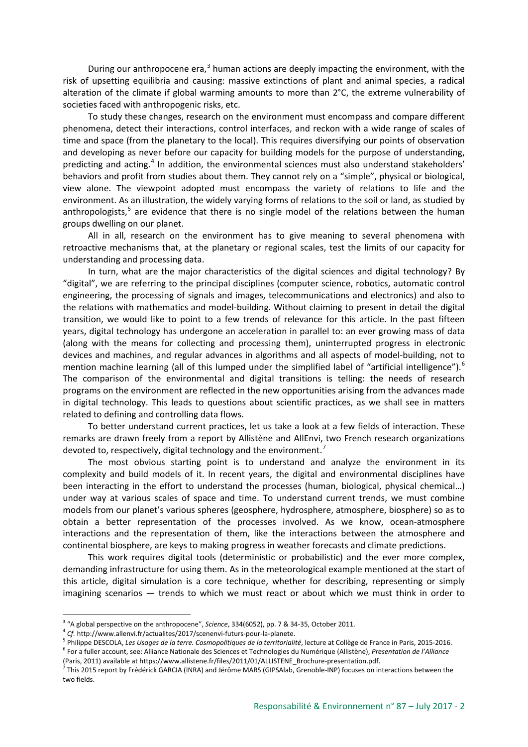During our anthropocene era,[3] human actions are deeply impacting the environment, with the risk of upsetting equilibria and causing: massive extinctions of plant and animal species, a radical alteration of the climate if global warming amounts to more than 2°C, the extreme vulnerability of societies faced with anthropogenic risks, etc.

To study these changes, research on the environment must encompass and compare different phenomena, detect their interactions, control interfaces, and reckon with a wide range of scales of time and space (from the planetary to the local). This requires diversifying our points of observation and developing as never before our capacity for building models for the purpose of understanding, predicting and acting.[4] In addition, the environmental sciences must also understand stakeholders' behaviors and profit from studies about them. They cannot rely on a "simple", physical or biological, view alone. The viewpoint adopted must encompass the variety of relations to life and the environment. As an illustration, the widely varying forms of relations to the soil or land, as studied by anthropologists,[5] are evidence that there is no single model of the relations between the human groups dwelling on our planet.

All in all, research on the environment has to give meaning to several phenomena with retroactive mechanisms that, at the planetary or regional scales, test the limits of our capacity for understanding and processing data.

In turn, what are the major characteristics of the digital sciences and digital technology? By "digital", we are referring to the principal disciplines (computer science, robotics, automatic control engineering, the processing of signals and images, telecommunications and electronics) and also to the relations with mathematics and model-building. Without claiming to present in detail the digital transition, we would like to point to a few trends of relevance for this article. In the past fifteen years, digital technology has undergone an acceleration in parallel to: an ever growing mass of data (along with the means for collecting and processing them), uninterrupted progress in electronic devices and machines, and regular advances in algorithms and all aspects of model-building, not to mention machine learning (all of this lumped under the simplified label of "artificial intelligence").[6] The comparison of the environmental and digital transitions is telling: the needs of research programs on the environment are reflected in the new opportunities arising from the advances made in digital technology. This leads to questions about scientific practices, as we shall see in matters related to defining and controlling data flows.

To better understand current practices, let us take a look at a few fields of interaction. These remarks are drawn freely from a report by Allistène and AllEnvi, two French research organizations devoted to, respectively, digital technology and the environment.[7]

The most obvious starting point is to understand and analyze the environment in its complexity and build models of it. In recent years, the digital and environmental disciplines have been interacting in the effort to understand the processes (human, biological, physical chemical…) under way at various scales of space and time. To understand current trends, we must combine models from our planet's various spheres (geosphere, hydrosphere, atmosphere, biosphere) so as to obtain a better representation of the processes involved. As we know, ocean-atmosphere interactions and the representation of them, like the interactions between the atmosphere and continental biosphere, are keys to making progress in weather forecasts and climate predictions.

This work requires digital tools (deterministic or probabilistic) and the ever more complex, demanding infrastructure for using them. As in the meteorological example mentioned at the start of this article, digital simulation is a core technique, whether for describing, representing or simply imagining scenarios — trends to which we must react or about which we must think in order to

---

[3] "A global perspective on the anthropocene", *Science*, 334(6052), pp. 7 & 34-35, October 2011.

[4] *Cf.* http://www.allenvi.fr/actualites/2017/scenenvi-futurs-pour-la-planete.

[5] Philippe DESCOLA, *Les Usages de la terre. Cosmopolitiques de la territorialité*, lecture at Collège de France in Paris, 2015-2016.

[6] For a fuller account, see: Alliance Nationale des Sciences et Technologies du Numérique (Allistène), *Presentation de l'Alliance* (Paris, 2011) available at https://www.allistene.fr/files/2011/01/ALLISTENE_Brochure-presentation.pdf.

[7] This 2015 report by Frédérick GARCIA (INRA) and Jérôme MARS (GIPSAlab, Grenoble-INP) focuses on interactions between the two fields.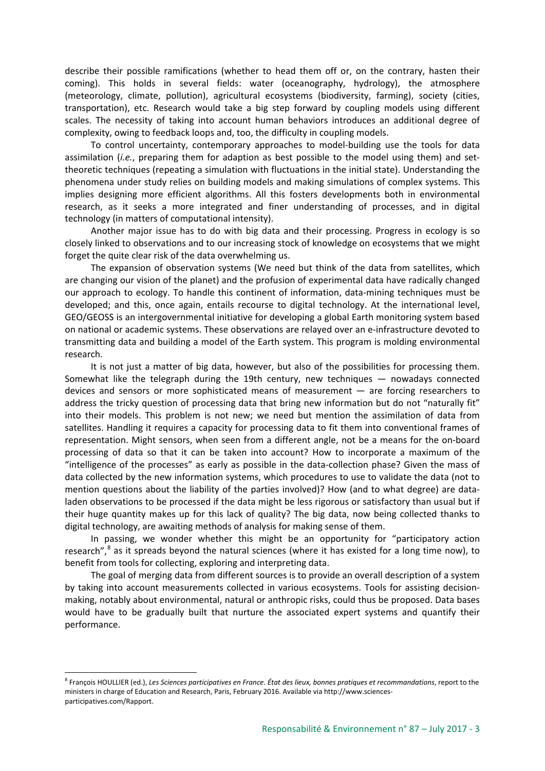describe their possible ramifications (whether to head them off or, on the contrary, hasten their coming). This holds in several fields: water (oceanography, hydrology), the atmosphere (meteorology, climate, pollution), agricultural ecosystems (biodiversity, farming), society (cities, transportation), etc. Research would take a big step forward by coupling models using different scales. The necessity of taking into account human behaviors introduces an additional degree of complexity, owing to feedback loops and, too, the difficulty in coupling models.

To control uncertainty, contemporary approaches to model-building use the tools for data assimilation (*i.e.*, preparing them for adaption as best possible to the model using them) and set-theoretic techniques (repeating a simulation with fluctuations in the initial state). Understanding the phenomena under study relies on building models and making simulations of complex systems. This implies designing more efficient algorithms. All this fosters developments both in environmental research, as it seeks a more integrated and finer understanding of processes, and in digital technology (in matters of computational intensity).

Another major issue has to do with big data and their processing. Progress in ecology is so closely linked to observations and to our increasing stock of knowledge on ecosystems that we might forget the quite clear risk of the data overwhelming us.

The expansion of observation systems (We need but think of the data from satellites, which are changing our vision of the planet) and the profusion of experimental data have radically changed our approach to ecology. To handle this continent of information, data-mining techniques must be developed; and this, once again, entails recourse to digital technology. At the international level, GEO/GEOSS is an intergovernmental initiative for developing a global Earth monitoring system based on national or academic systems. These observations are relayed over an e-infrastructure devoted to transmitting data and building a model of the Earth system. This program is molding environmental research.

It is not just a matter of big data, however, but also of the possibilities for processing them. Somewhat like the telegraph during the 19th century, new techniques — nowadays connected devices and sensors or more sophisticated means of measurement — are forcing researchers to address the tricky question of processing data that bring new information but do not "naturally fit" into their models. This problem is not new; we need but mention the assimilation of data from satellites. Handling it requires a capacity for processing data to fit them into conventional frames of representation. Might sensors, when seen from a different angle, not be a means for the on-board processing of data so that it can be taken into account? How to incorporate a maximum of the "intelligence of the processes" as early as possible in the data-collection phase? Given the mass of data collected by the new information systems, which procedures to use to validate the data (not to mention questions about the liability of the parties involved)? How (and to what degree) are data-laden observations to be processed if the data might be less rigorous or satisfactory than usual but if their huge quantity makes up for this lack of quality? The big data, now being collected thanks to digital technology, are awaiting methods of analysis for making sense of them.

In passing, we wonder whether this might be an opportunity for "participatory action research",[8] as it spreads beyond the natural sciences (where it has existed for a long time now), to benefit from tools for collecting, exploring and interpreting data.

The goal of merging data from different sources is to provide an overall description of a system by taking into account measurements collected in various ecosystems. Tools for assisting decision-making, notably about environmental, natural or anthropic risks, could thus be proposed. Data bases would have to be gradually built that nurture the associated expert systems and quantify their performance.

---

[8] François HOULLIER (ed.), *Les Sciences participatives en France. État des lieux, bonnes pratiques et recommandations*, report to the ministers in charge of Education and Research, Paris, February 2016. Available via http://www.sciences-participatives.com/Rapport.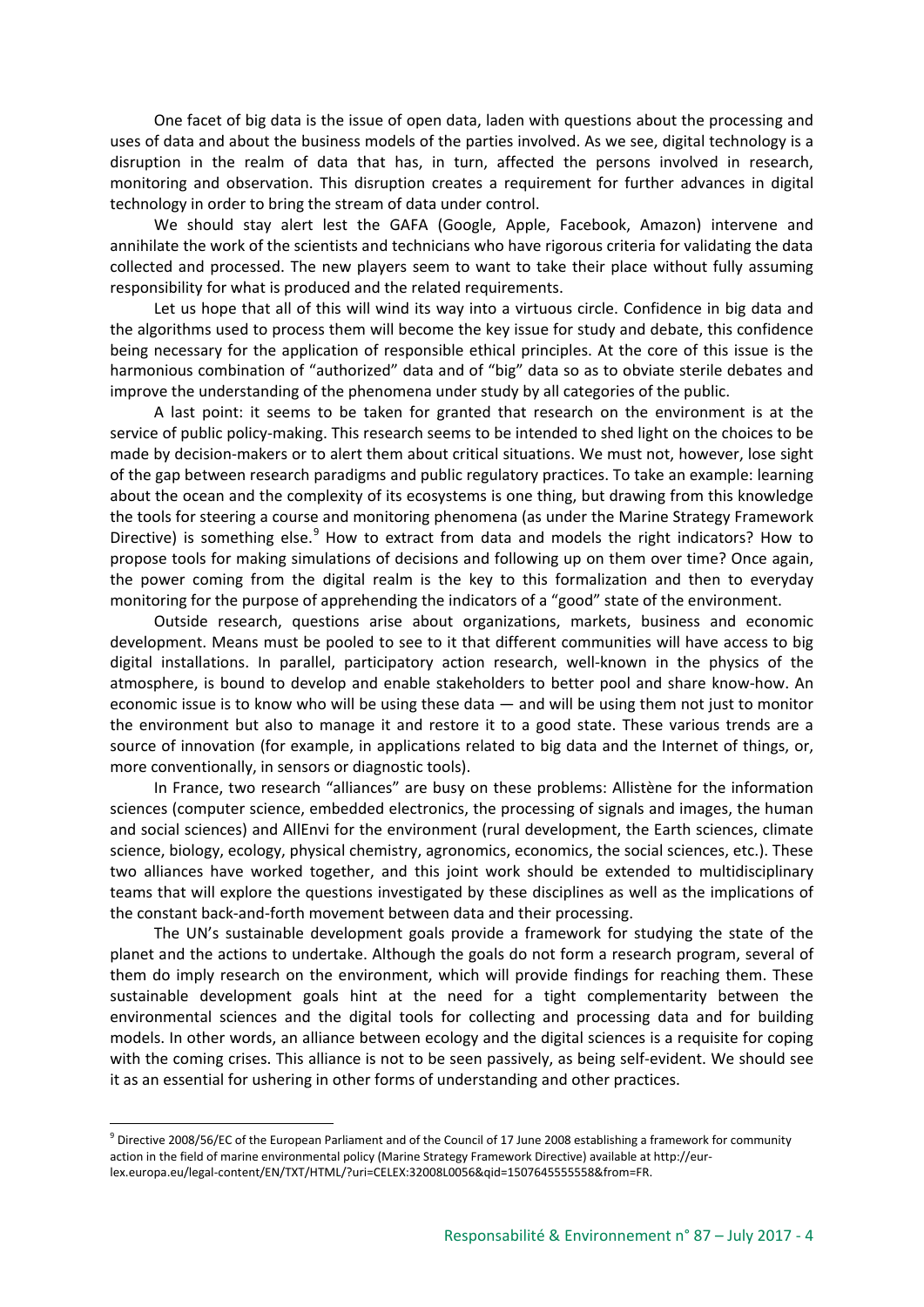One facet of big data is the issue of open data, laden with questions about the processing and uses of data and about the business models of the parties involved. As we see, digital technology is a disruption in the realm of data that has, in turn, affected the persons involved in research, monitoring and observation. This disruption creates a requirement for further advances in digital technology in order to bring the stream of data under control.

We should stay alert lest the GAFA (Google, Apple, Facebook, Amazon) intervene and annihilate the work of the scientists and technicians who have rigorous criteria for validating the data collected and processed. The new players seem to want to take their place without fully assuming responsibility for what is produced and the related requirements.

Let us hope that all of this will wind its way into a virtuous circle. Confidence in big data and the algorithms used to process them will become the key issue for study and debate, this confidence being necessary for the application of responsible ethical principles. At the core of this issue is the harmonious combination of "authorized" data and of "big" data so as to obviate sterile debates and improve the understanding of the phenomena under study by all categories of the public.

A last point: it seems to be taken for granted that research on the environment is at the service of public policy-making. This research seems to be intended to shed light on the choices to be made by decision-makers or to alert them about critical situations. We must not, however, lose sight of the gap between research paradigms and public regulatory practices. To take an example: learning about the ocean and the complexity of its ecosystems is one thing, but drawing from this knowledge the tools for steering a course and monitoring phenomena (as under the Marine Strategy Framework Directive) is something else.[9] How to extract from data and models the right indicators? How to propose tools for making simulations of decisions and following up on them over time? Once again, the power coming from the digital realm is the key to this formalization and then to everyday monitoring for the purpose of apprehending the indicators of a "good" state of the environment.

Outside research, questions arise about organizations, markets, business and economic development. Means must be pooled to see to it that different communities will have access to big digital installations. In parallel, participatory action research, well-known in the physics of the atmosphere, is bound to develop and enable stakeholders to better pool and share know-how. An economic issue is to know who will be using these data — and will be using them not just to monitor the environment but also to manage it and restore it to a good state. These various trends are a source of innovation (for example, in applications related to big data and the Internet of things, or, more conventionally, in sensors or diagnostic tools).

In France, two research "alliances" are busy on these problems: Allistène for the information sciences (computer science, embedded electronics, the processing of signals and images, the human and social sciences) and AllEnvi for the environment (rural development, the Earth sciences, climate science, biology, ecology, physical chemistry, agronomics, economics, the social sciences, etc.). These two alliances have worked together, and this joint work should be extended to multidisciplinary teams that will explore the questions investigated by these disciplines as well as the implications of the constant back-and-forth movement between data and their processing.

The UN's sustainable development goals provide a framework for studying the state of the planet and the actions to undertake. Although the goals do not form a research program, several of them do imply research on the environment, which will provide findings for reaching them. These sustainable development goals hint at the need for a tight complementarity between the environmental sciences and the digital tools for collecting and processing data and for building models. In other words, an alliance between ecology and the digital sciences is a requisite for coping with the coming crises. This alliance is not to be seen passively, as being self-evident. We should see it as an essential for ushering in other forms of understanding and other practices.

---

[9] Directive 2008/56/EC of the European Parliament and of the Council of 17 June 2008 establishing a framework for community action in the field of marine environmental policy (Marine Strategy Framework Directive) available at http://eur-lex.europa.eu/legal-content/EN/TXT/HTML/?uri=CELEX:32008L0056&qid=1507645555558&from=FR.